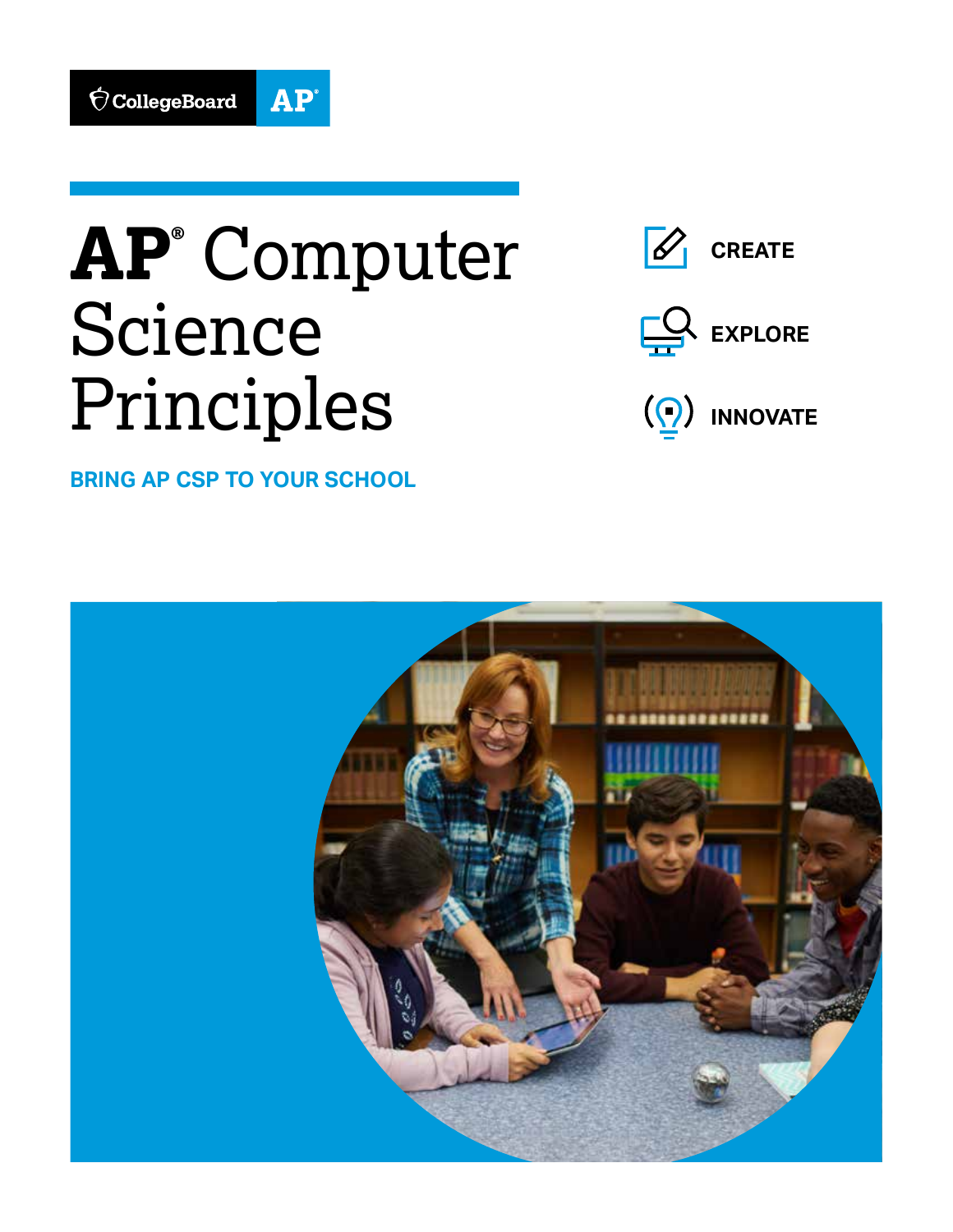CollegeBoard AP

# AP® Computer Science Principles

CREATE

EXPLORE

INNOVATE

**BRING AP CSP TO YOUR SCHOOL**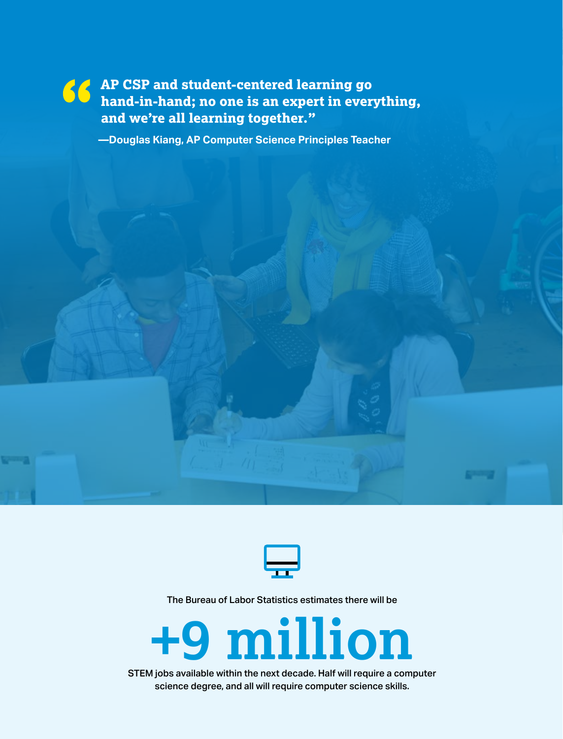> **"AP CSP and student-centered learning go hand-in-hand; no one is an expert in everything, and we're all learning together."**
>
> **—Douglas Kiang, AP Computer Science Principles Teacher**

The Bureau of Labor Statistics estimates there will be

# +9 million

STEM jobs available within the next decade. Half will require a computer science degree, and all will require computer science skills.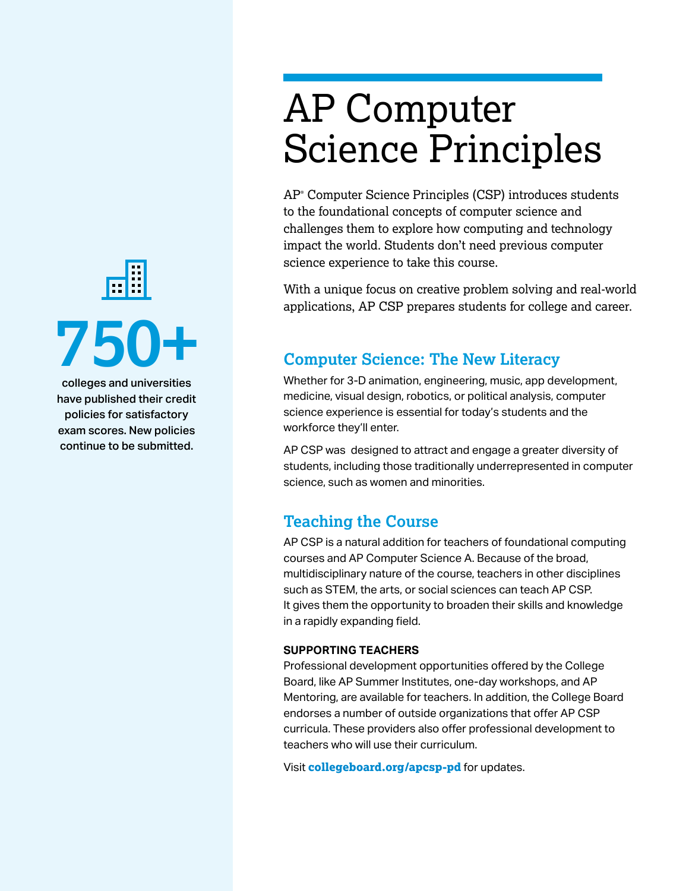**750+**

colleges and universities have published their credit policies for satisfactory exam scores. New policies continue to be submitted.

# AP Computer Science Principles

AP® Computer Science Principles (CSP) introduces students to the foundational concepts of computer science and challenges them to explore how computing and technology impact the world. Students don't need previous computer science experience to take this course.

With a unique focus on creative problem solving and real-world applications, AP CSP prepares students for college and career.

## Computer Science: The New Literacy

Whether for 3-D animation, engineering, music, app development, medicine, visual design, robotics, or political analysis, computer science experience is essential for today's students and the workforce they'll enter.

AP CSP was designed to attract and engage a greater diversity of students, including those traditionally underrepresented in computer science, such as women and minorities.

## Teaching the Course

AP CSP is a natural addition for teachers of foundational computing courses and AP Computer Science A. Because of the broad, multidisciplinary nature of the course, teachers in other disciplines such as STEM, the arts, or social sciences can teach AP CSP. It gives them the opportunity to broaden their skills and knowledge in a rapidly expanding field.

### SUPPORTING TEACHERS

Professional development opportunities offered by the College Board, like AP Summer Institutes, one-day workshops, and AP Mentoring, are available for teachers. In addition, the College Board endorses a number of outside organizations that offer AP CSP curricula. These providers also offer professional development to teachers who will use their curriculum.

Visit **collegeboard.org/apcsp-pd** for updates.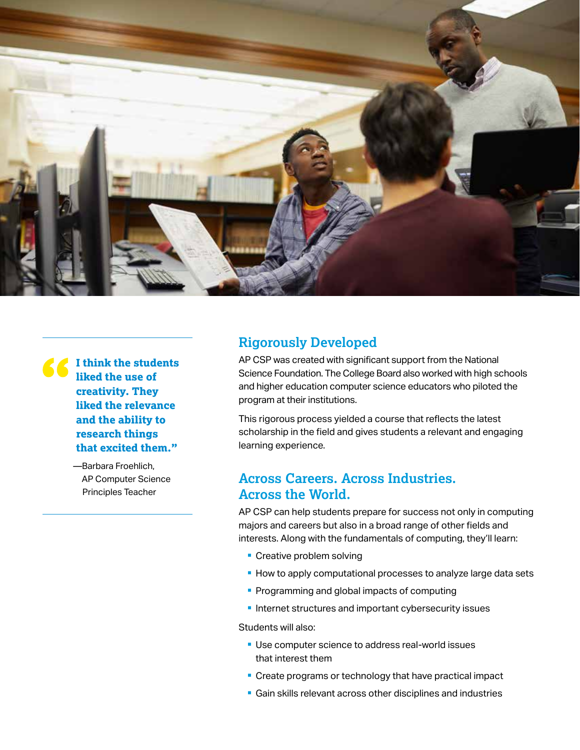> **"I think the students liked the use of creativity. They liked the relevance and the ability to research things that excited them."**
>
> —Barbara Froehlich, AP Computer Science Principles Teacher

## Rigorously Developed

AP CSP was created with significant support from the National Science Foundation. The College Board also worked with high schools and higher education computer science educators who piloted the program at their institutions.

This rigorous process yielded a course that reflects the latest scholarship in the field and gives students a relevant and engaging learning experience.

## Across Careers. Across Industries. Across the World.

AP CSP can help students prepare for success not only in computing majors and careers but also in a broad range of other fields and interests. Along with the fundamentals of computing, they'll learn:

- Creative problem solving
- How to apply computational processes to analyze large data sets
- Programming and global impacts of computing
- Internet structures and important cybersecurity issues

Students will also:

- Use computer science to address real-world issues that interest them
- Create programs or technology that have practical impact
- Gain skills relevant across other disciplines and industries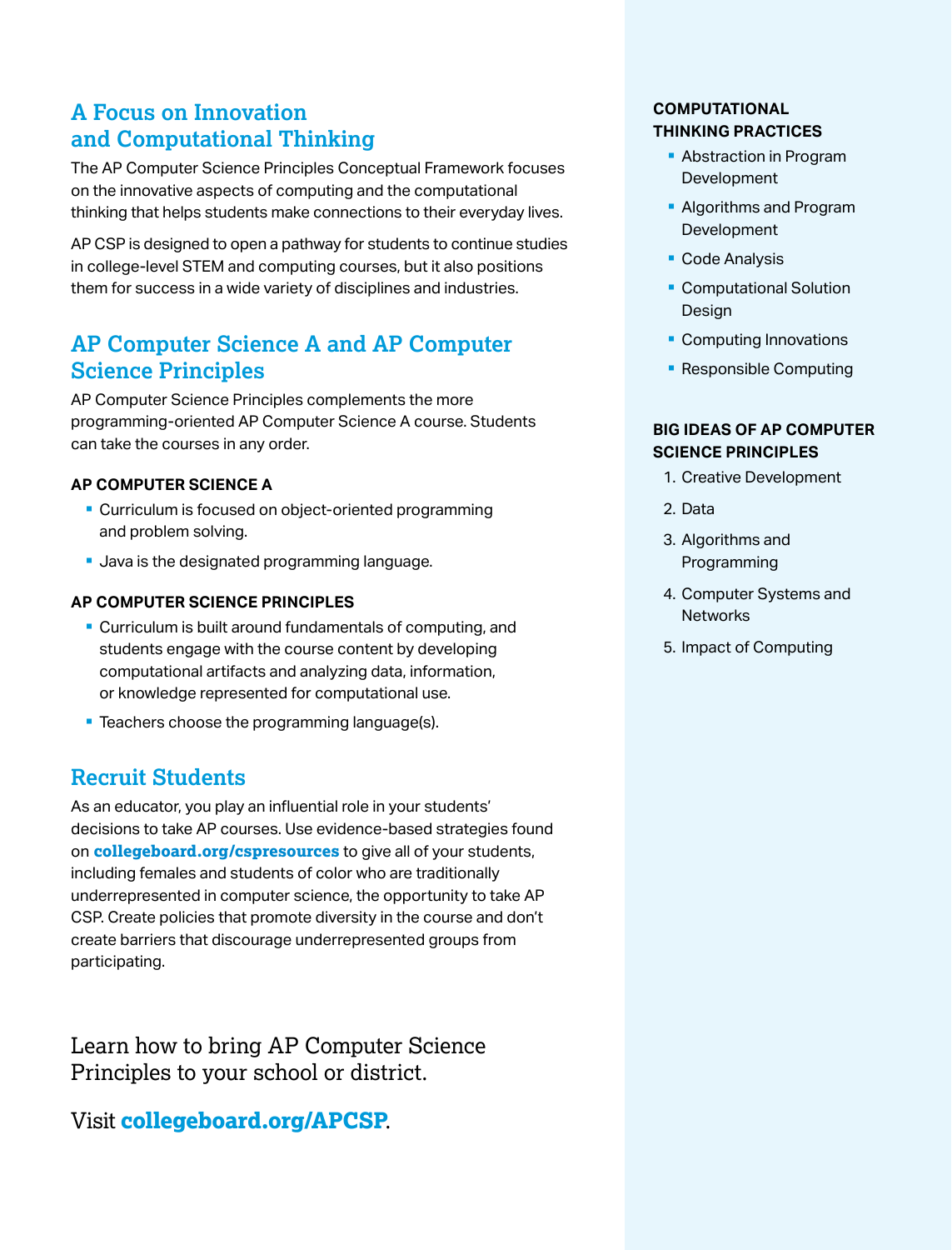## A Focus on Innovation and Computational Thinking

The AP Computer Science Principles Conceptual Framework focuses on the innovative aspects of computing and the computational thinking that helps students make connections to their everyday lives.

AP CSP is designed to open a pathway for students to continue studies in college-level STEM and computing courses, but it also positions them for success in a wide variety of disciplines and industries.

## AP Computer Science A and AP Computer Science Principles

AP Computer Science Principles complements the more programming-oriented AP Computer Science A course. Students can take the courses in any order.

### AP COMPUTER SCIENCE A

- Curriculum is focused on object-oriented programming and problem solving.
- Java is the designated programming language.

### AP COMPUTER SCIENCE PRINCIPLES

- Curriculum is built around fundamentals of computing, and students engage with the course content by developing computational artifacts and analyzing data, information, or knowledge represented for computational use.
- Teachers choose the programming language(s).

## Recruit Students

As an educator, you play an influential role in your students' decisions to take AP courses. Use evidence-based strategies found on **collegeboard.org/cspresources** to give all of your students, including females and students of color who are traditionally underrepresented in computer science, the opportunity to take AP CSP. Create policies that promote diversity in the course and don't create barriers that discourage underrepresented groups from participating.

Learn how to bring AP Computer Science Principles to your school or district.

Visit **collegeboard.org/APCSP**.

### COMPUTATIONAL THINKING PRACTICES

- Abstraction in Program Development
- Algorithms and Program Development
- Code Analysis
- Computational Solution Design
- Computing Innovations
- Responsible Computing

### BIG IDEAS OF AP COMPUTER SCIENCE PRINCIPLES

1. Creative Development
2. Data
3. Algorithms and Programming
4. Computer Systems and Networks
5. Impact of Computing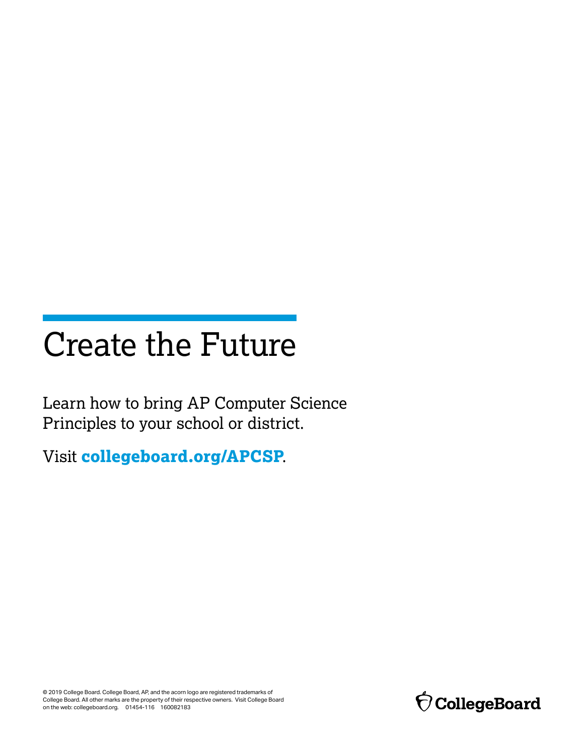# Create the Future

Learn how to bring AP Computer Science Principles to your school or district.

Visit **collegeboard.org/APCSP**.

© 2019 College Board. College Board, AP, and the acorn logo are registered trademarks of College Board. All other marks are the property of their respective owners. Visit College Board on the web: collegeboard.org. 01454-116 160082183